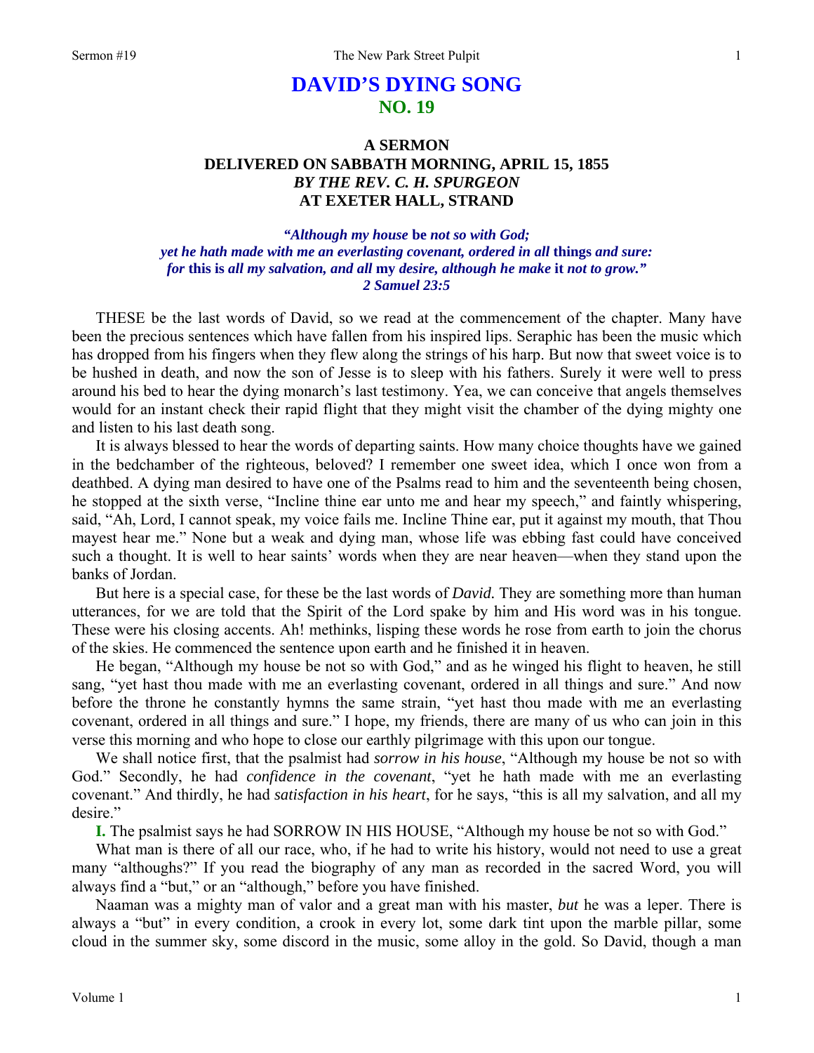# DAVID'S DYING SONG
## NO. 19

### A SERMON
### DELIVERED ON SABBATH MORNING, APRIL 15, 1855
### *BY THE REV. C. H. SPURGEON*
### AT EXETER HALL, STRAND

*"Although my house* **be** *not so with God;*
*yet he hath made with me an everlasting covenant, ordered in all* **things** *and sure:*
*for* **this is** *all my salvation, and all* **my** *desire, although he make* **it** *not to grow."*
*2 Samuel 23:5*

THESE be the last words of David, so we read at the commencement of the chapter. Many have been the precious sentences which have fallen from his inspired lips. Seraphic has been the music which has dropped from his fingers when they flew along the strings of his harp. But now that sweet voice is to be hushed in death, and now the son of Jesse is to sleep with his fathers. Surely it were well to press around his bed to hear the dying monarch's last testimony. Yea, we can conceive that angels themselves would for an instant check their rapid flight that they might visit the chamber of the dying mighty one and listen to his last death song.

It is always blessed to hear the words of departing saints. How many choice thoughts have we gained in the bedchamber of the righteous, beloved? I remember one sweet idea, which I once won from a deathbed. A dying man desired to have one of the Psalms read to him and the seventeenth being chosen, he stopped at the sixth verse, "Incline thine ear unto me and hear my speech," and faintly whispering, said, "Ah, Lord, I cannot speak, my voice fails me. Incline Thine ear, put it against my mouth, that Thou mayest hear me." None but a weak and dying man, whose life was ebbing fast could have conceived such a thought. It is well to hear saints' words when they are near heaven—when they stand upon the banks of Jordan.

But here is a special case, for these be the last words of *David.* They are something more than human utterances, for we are told that the Spirit of the Lord spake by him and His word was in his tongue. These were his closing accents. Ah! methinks, lisping these words he rose from earth to join the chorus of the skies. He commenced the sentence upon earth and he finished it in heaven.

He began, "Although my house be not so with God," and as he winged his flight to heaven, he still sang, "yet hast thou made with me an everlasting covenant, ordered in all things and sure." And now before the throne he constantly hymns the same strain, "yet hast thou made with me an everlasting covenant, ordered in all things and sure." I hope, my friends, there are many of us who can join in this verse this morning and who hope to close our earthly pilgrimage with this upon our tongue.

We shall notice first, that the psalmist had *sorrow in his house*, "Although my house be not so with God." Secondly, he had *confidence in the covenant*, "yet he hath made with me an everlasting covenant." And thirdly, he had *satisfaction in his heart*, for he says, "this is all my salvation, and all my desire."

**I.** The psalmist says he had SORROW IN HIS HOUSE, "Although my house be not so with God."

What man is there of all our race, who, if he had to write his history, would not need to use a great many "althoughs?" If you read the biography of any man as recorded in the sacred Word, you will always find a "but," or an "although," before you have finished.

Naaman was a mighty man of valor and a great man with his master, *but* he was a leper. There is always a "but" in every condition, a crook in every lot, some dark tint upon the marble pillar, some cloud in the summer sky, some discord in the music, some alloy in the gold. So David, though a man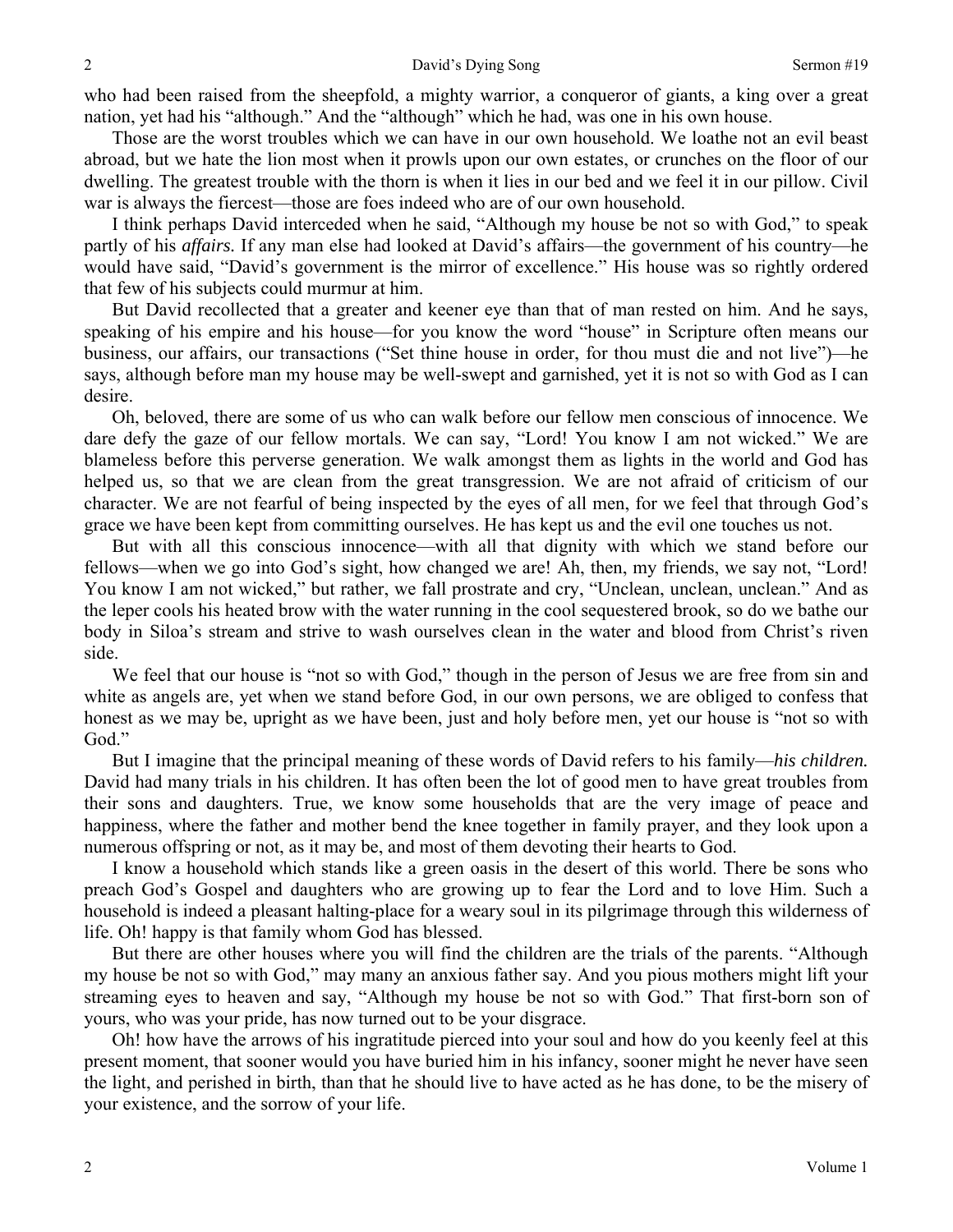who had been raised from the sheepfold, a mighty warrior, a conqueror of giants, a king over a great nation, yet had his "although." And the "although" which he had, was one in his own house.

Those are the worst troubles which we can have in our own household. We loathe not an evil beast abroad, but we hate the lion most when it prowls upon our own estates, or crunches on the floor of our dwelling. The greatest trouble with the thorn is when it lies in our bed and we feel it in our pillow. Civil war is always the fiercest—those are foes indeed who are of our own household.

I think perhaps David interceded when he said, "Although my house be not so with God," to speak partly of his *affairs.* If any man else had looked at David's affairs—the government of his country—he would have said, "David's government is the mirror of excellence." His house was so rightly ordered that few of his subjects could murmur at him.

But David recollected that a greater and keener eye than that of man rested on him. And he says, speaking of his empire and his house—for you know the word "house" in Scripture often means our business, our affairs, our transactions ("Set thine house in order, for thou must die and not live")—he says, although before man my house may be well-swept and garnished, yet it is not so with God as I can desire.

Oh, beloved, there are some of us who can walk before our fellow men conscious of innocence. We dare defy the gaze of our fellow mortals. We can say, "Lord! You know I am not wicked." We are blameless before this perverse generation. We walk amongst them as lights in the world and God has helped us, so that we are clean from the great transgression. We are not afraid of criticism of our character. We are not fearful of being inspected by the eyes of all men, for we feel that through God's grace we have been kept from committing ourselves. He has kept us and the evil one touches us not.

But with all this conscious innocence—with all that dignity with which we stand before our fellows—when we go into God's sight, how changed we are! Ah, then, my friends, we say not, "Lord! You know I am not wicked," but rather, we fall prostrate and cry, "Unclean, unclean, unclean." And as the leper cools his heated brow with the water running in the cool sequestered brook, so do we bathe our body in Siloa's stream and strive to wash ourselves clean in the water and blood from Christ's riven side.

We feel that our house is "not so with God," though in the person of Jesus we are free from sin and white as angels are, yet when we stand before God, in our own persons, we are obliged to confess that honest as we may be, upright as we have been, just and holy before men, yet our house is "not so with God."

But I imagine that the principal meaning of these words of David refers to his family—*his children.* David had many trials in his children. It has often been the lot of good men to have great troubles from their sons and daughters. True, we know some households that are the very image of peace and happiness, where the father and mother bend the knee together in family prayer, and they look upon a numerous offspring or not, as it may be, and most of them devoting their hearts to God.

I know a household which stands like a green oasis in the desert of this world. There be sons who preach God's Gospel and daughters who are growing up to fear the Lord and to love Him. Such a household is indeed a pleasant halting-place for a weary soul in its pilgrimage through this wilderness of life. Oh! happy is that family whom God has blessed.

But there are other houses where you will find the children are the trials of the parents. "Although my house be not so with God," may many an anxious father say. And you pious mothers might lift your streaming eyes to heaven and say, "Although my house be not so with God." That first-born son of yours, who was your pride, has now turned out to be your disgrace.

Oh! how have the arrows of his ingratitude pierced into your soul and how do you keenly feel at this present moment, that sooner would you have buried him in his infancy, sooner might he never have seen the light, and perished in birth, than that he should live to have acted as he has done, to be the misery of your existence, and the sorrow of your life.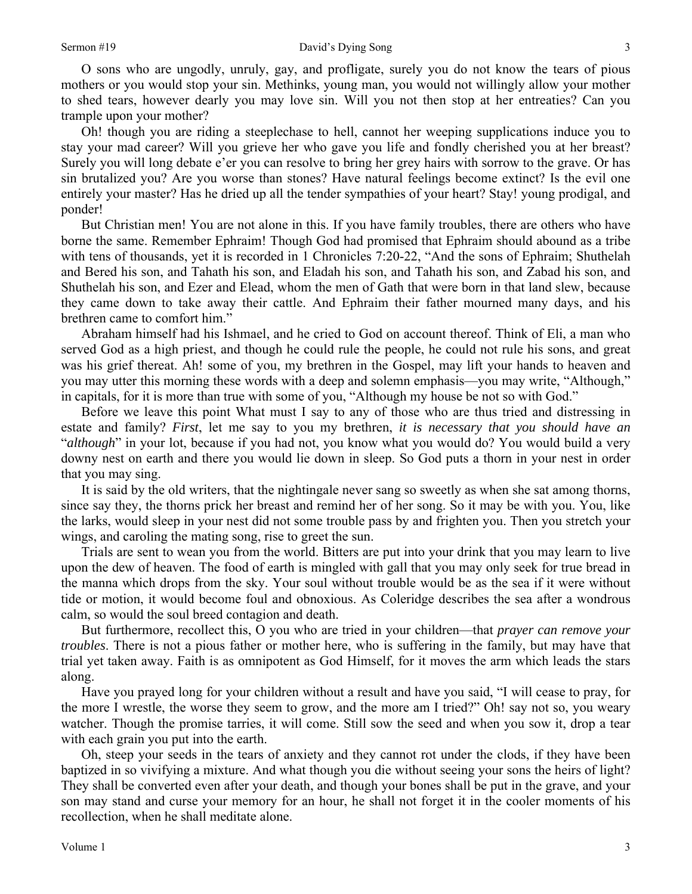O sons who are ungodly, unruly, gay, and profligate, surely you do not know the tears of pious mothers or you would stop your sin. Methinks, young man, you would not willingly allow your mother to shed tears, however dearly you may love sin. Will you not then stop at her entreaties? Can you trample upon your mother?

Oh! though you are riding a steeplechase to hell, cannot her weeping supplications induce you to stay your mad career? Will you grieve her who gave you life and fondly cherished you at her breast? Surely you will long debate e'er you can resolve to bring her grey hairs with sorrow to the grave. Or has sin brutalized you? Are you worse than stones? Have natural feelings become extinct? Is the evil one entirely your master? Has he dried up all the tender sympathies of your heart? Stay! young prodigal, and ponder!

But Christian men! You are not alone in this. If you have family troubles, there are others who have borne the same. Remember Ephraim! Though God had promised that Ephraim should abound as a tribe with tens of thousands, yet it is recorded in 1 Chronicles 7:20-22, "And the sons of Ephraim; Shuthelah and Bered his son, and Tahath his son, and Eladah his son, and Tahath his son, and Zabad his son, and Shuthelah his son, and Ezer and Elead, whom the men of Gath that were born in that land slew, because they came down to take away their cattle. And Ephraim their father mourned many days, and his brethren came to comfort him."

Abraham himself had his Ishmael, and he cried to God on account thereof. Think of Eli, a man who served God as a high priest, and though he could rule the people, he could not rule his sons, and great was his grief thereat. Ah! some of you, my brethren in the Gospel, may lift your hands to heaven and you may utter this morning these words with a deep and solemn emphasis—you may write, "Although," in capitals, for it is more than true with some of you, "Although my house be not so with God."

Before we leave this point What must I say to any of those who are thus tried and distressing in estate and family? *First*, let me say to you my brethren, *it is necessary that you should have an* "*although*" in your lot, because if you had not, you know what you would do? You would build a very downy nest on earth and there you would lie down in sleep. So God puts a thorn in your nest in order that you may sing.

It is said by the old writers, that the nightingale never sang so sweetly as when she sat among thorns, since say they, the thorns prick her breast and remind her of her song. So it may be with you. You, like the larks, would sleep in your nest did not some trouble pass by and frighten you. Then you stretch your wings, and caroling the mating song, rise to greet the sun.

Trials are sent to wean you from the world. Bitters are put into your drink that you may learn to live upon the dew of heaven. The food of earth is mingled with gall that you may only seek for true bread in the manna which drops from the sky. Your soul without trouble would be as the sea if it were without tide or motion, it would become foul and obnoxious. As Coleridge describes the sea after a wondrous calm, so would the soul breed contagion and death.

But furthermore, recollect this, O you who are tried in your children—that *prayer can remove your troubles*. There is not a pious father or mother here, who is suffering in the family, but may have that trial yet taken away. Faith is as omnipotent as God Himself, for it moves the arm which leads the stars along.

Have you prayed long for your children without a result and have you said, "I will cease to pray, for the more I wrestle, the worse they seem to grow, and the more am I tried?" Oh! say not so, you weary watcher. Though the promise tarries, it will come. Still sow the seed and when you sow it, drop a tear with each grain you put into the earth.

Oh, steep your seeds in the tears of anxiety and they cannot rot under the clods, if they have been baptized in so vivifying a mixture. And what though you die without seeing your sons the heirs of light? They shall be converted even after your death, and though your bones shall be put in the grave, and your son may stand and curse your memory for an hour, he shall not forget it in the cooler moments of his recollection, when he shall meditate alone.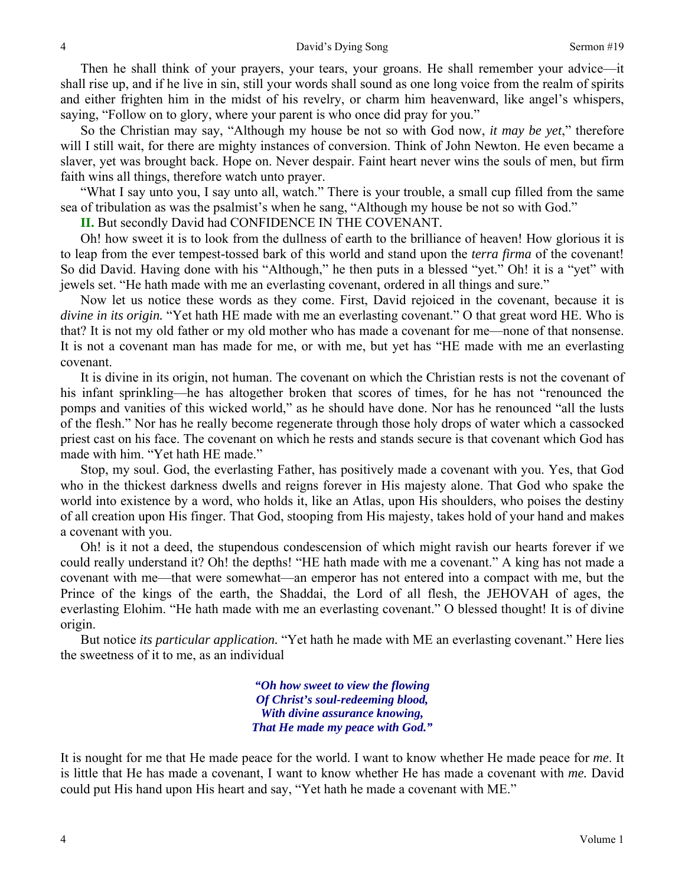Then he shall think of your prayers, your tears, your groans. He shall remember your advice—it shall rise up, and if he live in sin, still your words shall sound as one long voice from the realm of spirits and either frighten him in the midst of his revelry, or charm him heavenward, like angel's whispers, saying, "Follow on to glory, where your parent is who once did pray for you."

So the Christian may say, "Although my house be not so with God now, *it may be yet*," therefore will I still wait, for there are mighty instances of conversion. Think of John Newton. He even became a slaver, yet was brought back. Hope on. Never despair. Faint heart never wins the souls of men, but firm faith wins all things, therefore watch unto prayer.

"What I say unto you, I say unto all, watch." There is your trouble, a small cup filled from the same sea of tribulation as was the psalmist's when he sang, "Although my house be not so with God."

**II.** But secondly David had CONFIDENCE IN THE COVENANT.

Oh! how sweet it is to look from the dullness of earth to the brilliance of heaven! How glorious it is to leap from the ever tempest-tossed bark of this world and stand upon the *terra firma* of the covenant! So did David. Having done with his "Although," he then puts in a blessed "yet." Oh! it is a "yet" with jewels set. "He hath made with me an everlasting covenant, ordered in all things and sure."

Now let us notice these words as they come. First, David rejoiced in the covenant, because it is *divine in its origin.* "Yet hath HE made with me an everlasting covenant." O that great word HE. Who is that? It is not my old father or my old mother who has made a covenant for me—none of that nonsense. It is not a covenant man has made for me, or with me, but yet has "HE made with me an everlasting covenant.

It is divine in its origin, not human. The covenant on which the Christian rests is not the covenant of his infant sprinkling—he has altogether broken that scores of times, for he has not "renounced the pomps and vanities of this wicked world," as he should have done. Nor has he renounced "all the lusts of the flesh." Nor has he really become regenerate through those holy drops of water which a cassocked priest cast on his face. The covenant on which he rests and stands secure is that covenant which God has made with him. "Yet hath HE made."

Stop, my soul. God, the everlasting Father, has positively made a covenant with you. Yes, that God who in the thickest darkness dwells and reigns forever in His majesty alone. That God who spake the world into existence by a word, who holds it, like an Atlas, upon His shoulders, who poises the destiny of all creation upon His finger. That God, stooping from His majesty, takes hold of your hand and makes a covenant with you.

Oh! is it not a deed, the stupendous condescension of which might ravish our hearts forever if we could really understand it? Oh! the depths! "HE hath made with me a covenant." A king has not made a covenant with me—that were somewhat—an emperor has not entered into a compact with me, but the Prince of the kings of the earth, the Shaddai, the Lord of all flesh, the JEHOVAH of ages, the everlasting Elohim. "He hath made with me an everlasting covenant." O blessed thought! It is of divine origin.

But notice *its particular application.* "Yet hath he made with ME an everlasting covenant." Here lies the sweetness of it to me, as an individual

> ***"Oh how sweet to view the flowing***
> ***Of Christ's soul-redeeming blood,***
> ***With divine assurance knowing,***
> ***That He made my peace with God."***

It is nought for me that He made peace for the world. I want to know whether He made peace for *me*. It is little that He has made a covenant, I want to know whether He has made a covenant with *me.* David could put His hand upon His heart and say, "Yet hath he made a covenant with ME."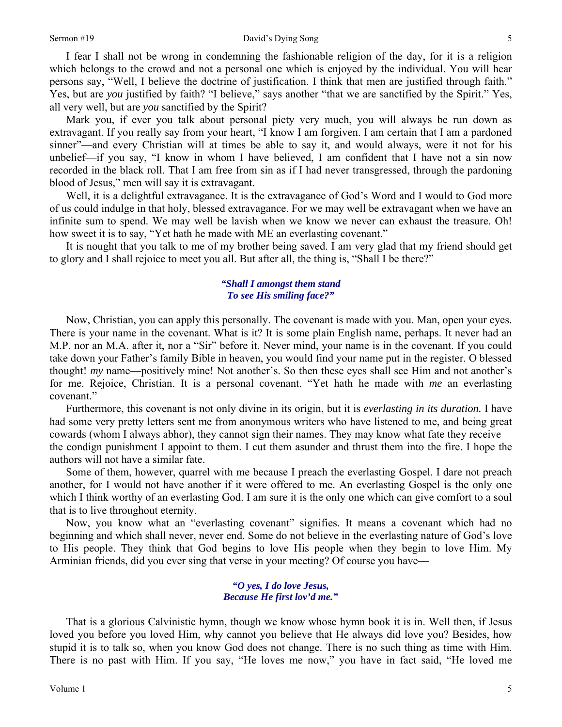I fear I shall not be wrong in condemning the fashionable religion of the day, for it is a religion which belongs to the crowd and not a personal one which is enjoyed by the individual. You will hear persons say, "Well, I believe the doctrine of justification. I think that men are justified through faith." Yes, but are *you* justified by faith? "I believe," says another "that we are sanctified by the Spirit." Yes, all very well, but are *you* sanctified by the Spirit?

Mark you, if ever you talk about personal piety very much, you will always be run down as extravagant. If you really say from your heart, "I know I am forgiven. I am certain that I am a pardoned sinner"—and every Christian will at times be able to say it, and would always, were it not for his unbelief—if you say, "I know in whom I have believed, I am confident that I have not a sin now recorded in the black roll. That I am free from sin as if I had never transgressed, through the pardoning blood of Jesus," men will say it is extravagant.

Well, it is a delightful extravagance. It is the extravagance of God's Word and I would to God more of us could indulge in that holy, blessed extravagance. For we may well be extravagant when we have an infinite sum to spend. We may well be lavish when we know we never can exhaust the treasure. Oh! how sweet it is to say, "Yet hath he made with ME an everlasting covenant."

It is nought that you talk to me of my brother being saved. I am very glad that my friend should get to glory and I shall rejoice to meet you all. But after all, the thing is, "Shall I be there?"

> ***"Shall I amongst them stand***
> ***To see His smiling face?"***

Now, Christian, you can apply this personally. The covenant is made with you. Man, open your eyes. There is your name in the covenant. What is it? It is some plain English name, perhaps. It never had an M.P. nor an M.A. after it, nor a "Sir" before it. Never mind, your name is in the covenant. If you could take down your Father's family Bible in heaven, you would find your name put in the register. O blessed thought! *my* name—positively mine! Not another's. So then these eyes shall see Him and not another's for me. Rejoice, Christian. It is a personal covenant. "Yet hath he made with *me* an everlasting covenant."

Furthermore, this covenant is not only divine in its origin, but it is *everlasting in its duration.* I have had some very pretty letters sent me from anonymous writers who have listened to me, and being great cowards (whom I always abhor), they cannot sign their names. They may know what fate they receive—the condign punishment I appoint to them. I cut them asunder and thrust them into the fire. I hope the authors will not have a similar fate.

Some of them, however, quarrel with me because I preach the everlasting Gospel. I dare not preach another, for I would not have another if it were offered to me. An everlasting Gospel is the only one which I think worthy of an everlasting God. I am sure it is the only one which can give comfort to a soul that is to live throughout eternity.

Now, you know what an "everlasting covenant" signifies. It means a covenant which had no beginning and which shall never, never end. Some do not believe in the everlasting nature of God's love to His people. They think that God begins to love His people when they begin to love Him. My Arminian friends, did you ever sing that verse in your meeting? Of course you have—

> ***"O yes, I do love Jesus,***
> ***Because He first lov'd me."***

That is a glorious Calvinistic hymn, though we know whose hymn book it is in. Well then, if Jesus loved you before you loved Him, why cannot you believe that He always did love you? Besides, how stupid it is to talk so, when you know God does not change. There is no such thing as time with Him. There is no past with Him. If you say, "He loves me now," you have in fact said, "He loved me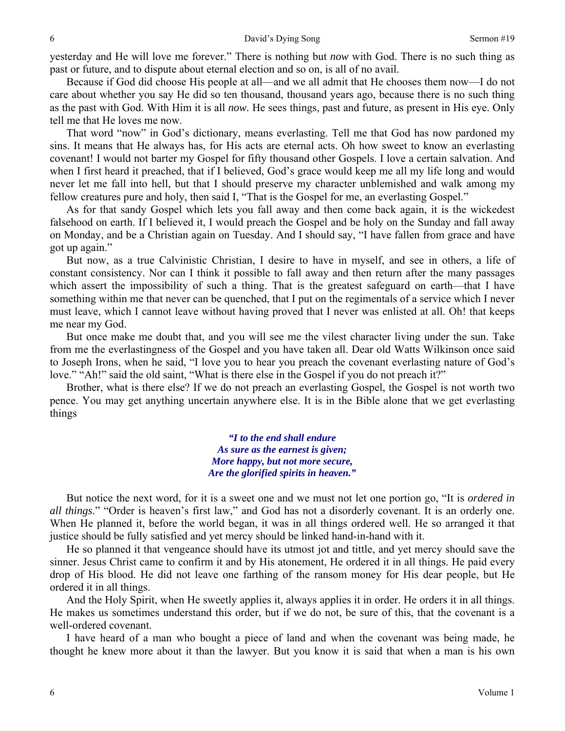yesterday and He will love me forever." There is nothing but *now* with God. There is no such thing as past or future, and to dispute about eternal election and so on, is all of no avail.

Because if God did choose His people at all—and we all admit that He chooses them now—I do not care about whether you say He did so ten thousand, thousand years ago, because there is no such thing as the past with God. With Him it is all *now.* He sees things, past and future, as present in His eye. Only tell me that He loves me now.

That word "now" in God's dictionary, means everlasting. Tell me that God has now pardoned my sins. It means that He always has, for His acts are eternal acts. Oh how sweet to know an everlasting covenant! I would not barter my Gospel for fifty thousand other Gospels. I love a certain salvation. And when I first heard it preached, that if I believed, God's grace would keep me all my life long and would never let me fall into hell, but that I should preserve my character unblemished and walk among my fellow creatures pure and holy, then said I, "That is the Gospel for me, an everlasting Gospel."

As for that sandy Gospel which lets you fall away and then come back again, it is the wickedest falsehood on earth. If I believed it, I would preach the Gospel and be holy on the Sunday and fall away on Monday, and be a Christian again on Tuesday. And I should say, "I have fallen from grace and have got up again."

But now, as a true Calvinistic Christian, I desire to have in myself, and see in others, a life of constant consistency. Nor can I think it possible to fall away and then return after the many passages which assert the impossibility of such a thing. That is the greatest safeguard on earth—that I have something within me that never can be quenched, that I put on the regimentals of a service which I never must leave, which I cannot leave without having proved that I never was enlisted at all. Oh! that keeps me near my God.

But once make me doubt that, and you will see me the vilest character living under the sun. Take from me the everlastingness of the Gospel and you have taken all. Dear old Watts Wilkinson once said to Joseph Irons, when he said, "I love you to hear you preach the covenant everlasting nature of God's love." "Ah!" said the old saint, "What is there else in the Gospel if you do not preach it?"

Brother, what is there else? If we do not preach an everlasting Gospel, the Gospel is not worth two pence. You may get anything uncertain anywhere else. It is in the Bible alone that we get everlasting things

> ***"I to the end shall endure***
> ***As sure as the earnest is given;***
> ***More happy, but not more secure,***
> ***Are the glorified spirits in heaven."***

But notice the next word, for it is a sweet one and we must not let one portion go, "It is *ordered in all things*." "Order is heaven's first law," and God has not a disorderly covenant. It is an orderly one. When He planned it, before the world began, it was in all things ordered well. He so arranged it that justice should be fully satisfied and yet mercy should be linked hand-in-hand with it.

He so planned it that vengeance should have its utmost jot and tittle, and yet mercy should save the sinner. Jesus Christ came to confirm it and by His atonement, He ordered it in all things. He paid every drop of His blood. He did not leave one farthing of the ransom money for His dear people, but He ordered it in all things.

And the Holy Spirit, when He sweetly applies it, always applies it in order. He orders it in all things. He makes us sometimes understand this order, but if we do not, be sure of this, that the covenant is a well-ordered covenant.

I have heard of a man who bought a piece of land and when the covenant was being made, he thought he knew more about it than the lawyer. But you know it is said that when a man is his own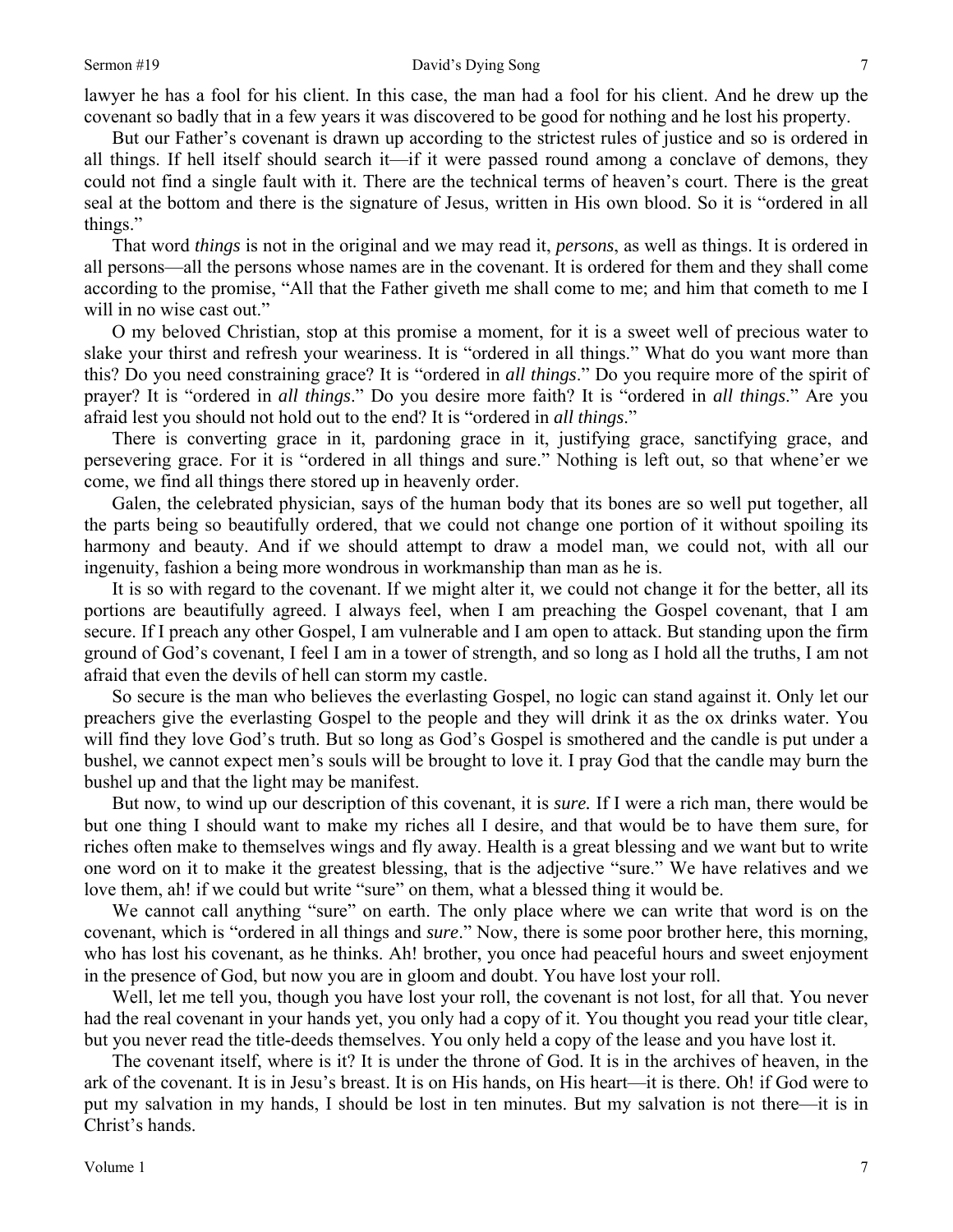lawyer he has a fool for his client. In this case, the man had a fool for his client. And he drew up the covenant so badly that in a few years it was discovered to be good for nothing and he lost his property.

But our Father's covenant is drawn up according to the strictest rules of justice and so is ordered in all things. If hell itself should search it—if it were passed round among a conclave of demons, they could not find a single fault with it. There are the technical terms of heaven's court. There is the great seal at the bottom and there is the signature of Jesus, written in His own blood. So it is "ordered in all things."

That word *things* is not in the original and we may read it, *persons*, as well as things. It is ordered in all persons—all the persons whose names are in the covenant. It is ordered for them and they shall come according to the promise, "All that the Father giveth me shall come to me; and him that cometh to me I will in no wise cast out."

O my beloved Christian, stop at this promise a moment, for it is a sweet well of precious water to slake your thirst and refresh your weariness. It is "ordered in all things." What do you want more than this? Do you need constraining grace? It is "ordered in *all things*." Do you require more of the spirit of prayer? It is "ordered in *all things*." Do you desire more faith? It is "ordered in *all things*." Are you afraid lest you should not hold out to the end? It is "ordered in *all things*."

There is converting grace in it, pardoning grace in it, justifying grace, sanctifying grace, and persevering grace. For it is "ordered in all things and sure." Nothing is left out, so that whene'er we come, we find all things there stored up in heavenly order.

Galen, the celebrated physician, says of the human body that its bones are so well put together, all the parts being so beautifully ordered, that we could not change one portion of it without spoiling its harmony and beauty. And if we should attempt to draw a model man, we could not, with all our ingenuity, fashion a being more wondrous in workmanship than man as he is.

It is so with regard to the covenant. If we might alter it, we could not change it for the better, all its portions are beautifully agreed. I always feel, when I am preaching the Gospel covenant, that I am secure. If I preach any other Gospel, I am vulnerable and I am open to attack. But standing upon the firm ground of God's covenant, I feel I am in a tower of strength, and so long as I hold all the truths, I am not afraid that even the devils of hell can storm my castle.

So secure is the man who believes the everlasting Gospel, no logic can stand against it. Only let our preachers give the everlasting Gospel to the people and they will drink it as the ox drinks water. You will find they love God's truth. But so long as God's Gospel is smothered and the candle is put under a bushel, we cannot expect men's souls will be brought to love it. I pray God that the candle may burn the bushel up and that the light may be manifest.

But now, to wind up our description of this covenant, it is ***sure.*** If I were a rich man, there would be but one thing I should want to make my riches all I desire, and that would be to have them sure, for riches often make to themselves wings and fly away. Health is a great blessing and we want but to write one word on it to make it the greatest blessing, that is the adjective "sure." We have relatives and we love them, ah! if we could but write "sure" on them, what a blessed thing it would be.

We cannot call anything "sure" on earth. The only place where we can write that word is on the covenant, which is "ordered in all things and *sure*." Now, there is some poor brother here, this morning, who has lost his covenant, as he thinks. Ah! brother, you once had peaceful hours and sweet enjoyment in the presence of God, but now you are in gloom and doubt. You have lost your roll.

Well, let me tell you, though you have lost your roll, the covenant is not lost, for all that. You never had the real covenant in your hands yet, you only had a copy of it. You thought you read your title clear, but you never read the title-deeds themselves. You only held a copy of the lease and you have lost it.

The covenant itself, where is it? It is under the throne of God. It is in the archives of heaven, in the ark of the covenant. It is in Jesu's breast. It is on His hands, on His heart—it is there. Oh! if God were to put my salvation in my hands, I should be lost in ten minutes. But my salvation is not there—it is in Christ's hands.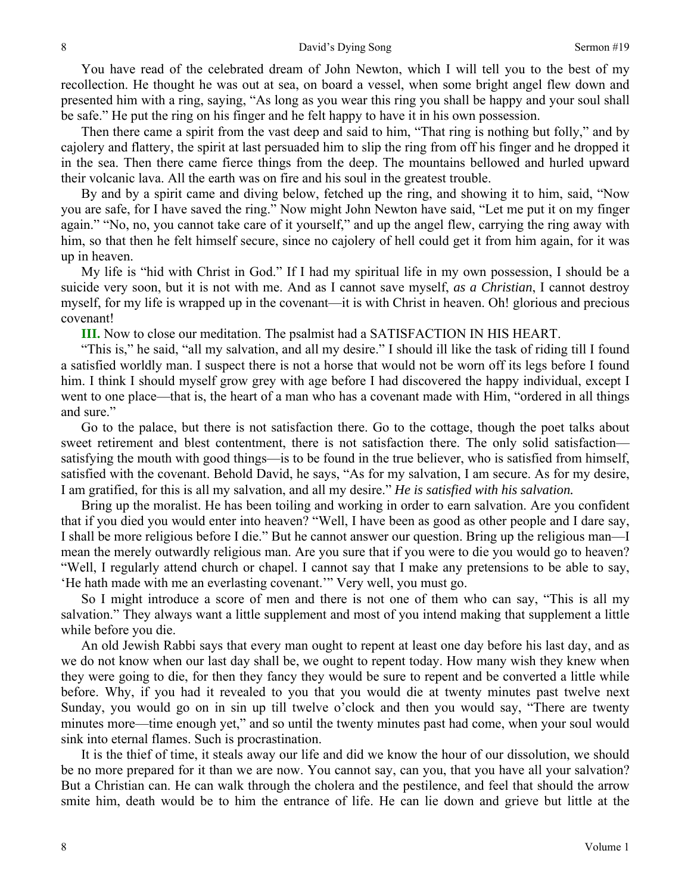You have read of the celebrated dream of John Newton, which I will tell you to the best of my recollection. He thought he was out at sea, on board a vessel, when some bright angel flew down and presented him with a ring, saying, "As long as you wear this ring you shall be happy and your soul shall be safe." He put the ring on his finger and he felt happy to have it in his own possession.

Then there came a spirit from the vast deep and said to him, "That ring is nothing but folly," and by cajolery and flattery, the spirit at last persuaded him to slip the ring from off his finger and he dropped it in the sea. Then there came fierce things from the deep. The mountains bellowed and hurled upward their volcanic lava. All the earth was on fire and his soul in the greatest trouble.

By and by a spirit came and diving below, fetched up the ring, and showing it to him, said, "Now you are safe, for I have saved the ring." Now might John Newton have said, "Let me put it on my finger again." "No, no, you cannot take care of it yourself," and up the angel flew, carrying the ring away with him, so that then he felt himself secure, since no cajolery of hell could get it from him again, for it was up in heaven.

My life is "hid with Christ in God." If I had my spiritual life in my own possession, I should be a suicide very soon, but it is not with me. And as I cannot save myself, *as a Christian*, I cannot destroy myself, for my life is wrapped up in the covenant—it is with Christ in heaven. Oh! glorious and precious covenant!

**III.** Now to close our meditation. The psalmist had a SATISFACTION IN HIS HEART.

"This is," he said, "all my salvation, and all my desire." I should ill like the task of riding till I found a satisfied worldly man. I suspect there is not a horse that would not be worn off its legs before I found him. I think I should myself grow grey with age before I had discovered the happy individual, except I went to one place—that is, the heart of a man who has a covenant made with Him, "ordered in all things and sure."

Go to the palace, but there is not satisfaction there. Go to the cottage, though the poet talks about sweet retirement and blest contentment, there is not satisfaction there. The only solid satisfaction—satisfying the mouth with good things—is to be found in the true believer, who is satisfied from himself, satisfied with the covenant. Behold David, he says, "As for my salvation, I am secure. As for my desire, I am gratified, for this is all my salvation, and all my desire." ***He is satisfied with his salvation.***

Bring up the moralist. He has been toiling and working in order to earn salvation. Are you confident that if you died you would enter into heaven? "Well, I have been as good as other people and I dare say, I shall be more religious before I die." But he cannot answer our question. Bring up the religious man—I mean the merely outwardly religious man. Are you sure that if you were to die you would go to heaven? "Well, I regularly attend church or chapel. I cannot say that I make any pretensions to be able to say, 'He hath made with me an everlasting covenant.'" Very well, you must go.

So I might introduce a score of men and there is not one of them who can say, "This is all my salvation." They always want a little supplement and most of you intend making that supplement a little while before you die.

An old Jewish Rabbi says that every man ought to repent at least one day before his last day, and as we do not know when our last day shall be, we ought to repent today. How many wish they knew when they were going to die, for then they fancy they would be sure to repent and be converted a little while before. Why, if you had it revealed to you that you would die at twenty minutes past twelve next Sunday, you would go on in sin up till twelve o'clock and then you would say, "There are twenty minutes more—time enough yet," and so until the twenty minutes past had come, when your soul would sink into eternal flames. Such is procrastination.

It is the thief of time, it steals away our life and did we know the hour of our dissolution, we should be no more prepared for it than we are now. You cannot say, can you, that you have all your salvation? But a Christian can. He can walk through the cholera and the pestilence, and feel that should the arrow smite him, death would be to him the entrance of life. He can lie down and grieve but little at the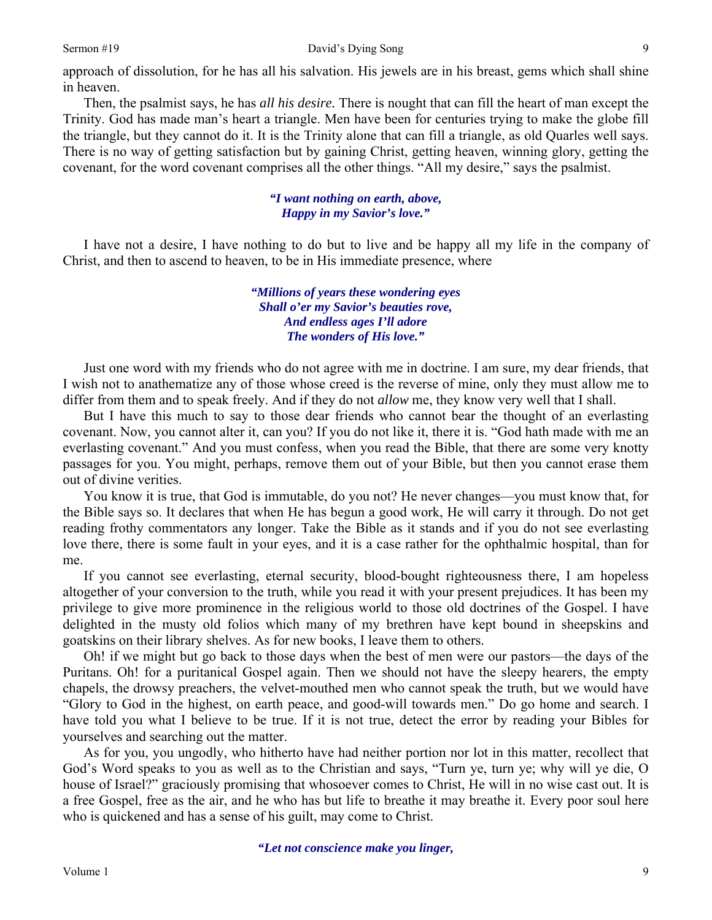approach of dissolution, for he has all his salvation. His jewels are in his breast, gems which shall shine in heaven.

Then, the psalmist says, he has *all his desire*. There is nought that can fill the heart of man except the Trinity. God has made man's heart a triangle. Men have been for centuries trying to make the globe fill the triangle, but they cannot do it. It is the Trinity alone that can fill a triangle, as old Quarles well says. There is no way of getting satisfaction but by gaining Christ, getting heaven, winning glory, getting the covenant, for the word covenant comprises all the other things. "All my desire," says the psalmist.

> ***"I want nothing on earth, above,***
> ***Happy in my Savior's love."***

I have not a desire, I have nothing to do but to live and be happy all my life in the company of Christ, and then to ascend to heaven, to be in His immediate presence, where

> ***"Millions of years these wondering eyes***
> ***Shall o'er my Savior's beauties rove,***
> ***And endless ages I'll adore***
> ***The wonders of His love."***

Just one word with my friends who do not agree with me in doctrine. I am sure, my dear friends, that I wish not to anathematize any of those whose creed is the reverse of mine, only they must allow me to differ from them and to speak freely. And if they do not *allow* me, they know very well that I shall.

But I have this much to say to those dear friends who cannot bear the thought of an everlasting covenant. Now, you cannot alter it, can you? If you do not like it, there it is. "God hath made with me an everlasting covenant." And you must confess, when you read the Bible, that there are some very knotty passages for you. You might, perhaps, remove them out of your Bible, but then you cannot erase them out of divine verities.

You know it is true, that God is immutable, do you not? He never changes—you must know that, for the Bible says so. It declares that when He has begun a good work, He will carry it through. Do not get reading frothy commentators any longer. Take the Bible as it stands and if you do not see everlasting love there, there is some fault in your eyes, and it is a case rather for the ophthalmic hospital, than for me.

If you cannot see everlasting, eternal security, blood-bought righteousness there, I am hopeless altogether of your conversion to the truth, while you read it with your present prejudices. It has been my privilege to give more prominence in the religious world to those old doctrines of the Gospel. I have delighted in the musty old folios which many of my brethren have kept bound in sheepskins and goatskins on their library shelves. As for new books, I leave them to others.

Oh! if we might but go back to those days when the best of men were our pastors—the days of the Puritans. Oh! for a puritanical Gospel again. Then we should not have the sleepy hearers, the empty chapels, the drowsy preachers, the velvet-mouthed men who cannot speak the truth, but we would have "Glory to God in the highest, on earth peace, and good-will towards men." Do go home and search. I have told you what I believe to be true. If it is not true, detect the error by reading your Bibles for yourselves and searching out the matter.

As for you, you ungodly, who hitherto have had neither portion nor lot in this matter, recollect that God's Word speaks to you as well as to the Christian and says, "Turn ye, turn ye; why will ye die, O house of Israel?" graciously promising that whosoever comes to Christ, He will in no wise cast out. It is a free Gospel, free as the air, and he who has but life to breathe it may breathe it. Every poor soul here who is quickened and has a sense of his guilt, may come to Christ.

> ***"Let not conscience make you linger,***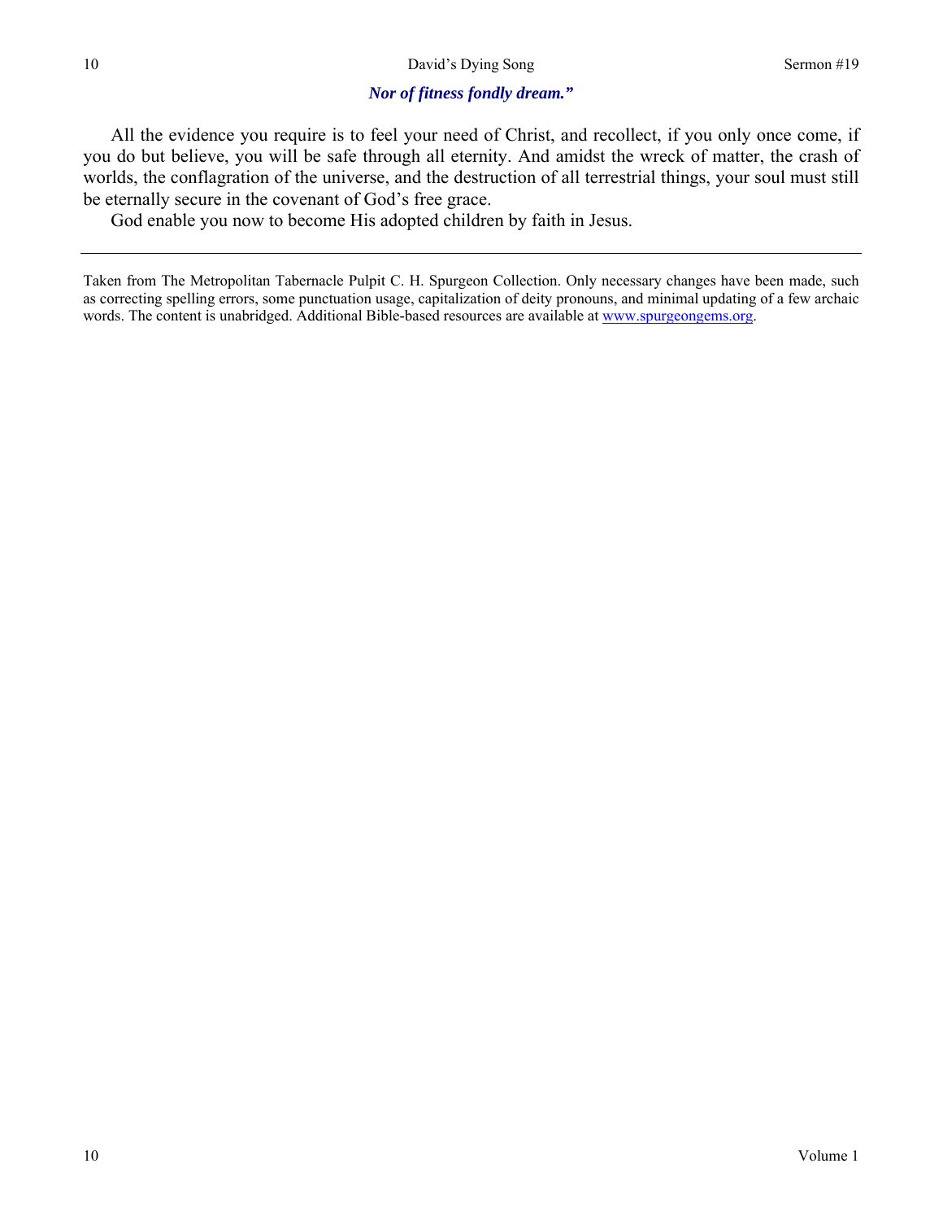***Nor of fitness fondly dream."***

All the evidence you require is to feel your need of Christ, and recollect, if you only once come, if you do but believe, you will be safe through all eternity. And amidst the wreck of matter, the crash of worlds, the conflagration of the universe, and the destruction of all terrestrial things, your soul must still be eternally secure in the covenant of God's free grace.

God enable you now to become His adopted children by faith in Jesus.

---

Taken from The Metropolitan Tabernacle Pulpit C. H. Spurgeon Collection. Only necessary changes have been made, such as correcting spelling errors, some punctuation usage, capitalization of deity pronouns, and minimal updating of a few archaic words. The content is unabridged. Additional Bible-based resources are available at [www.spurgeongems.org](http://www.spurgeongems.org).